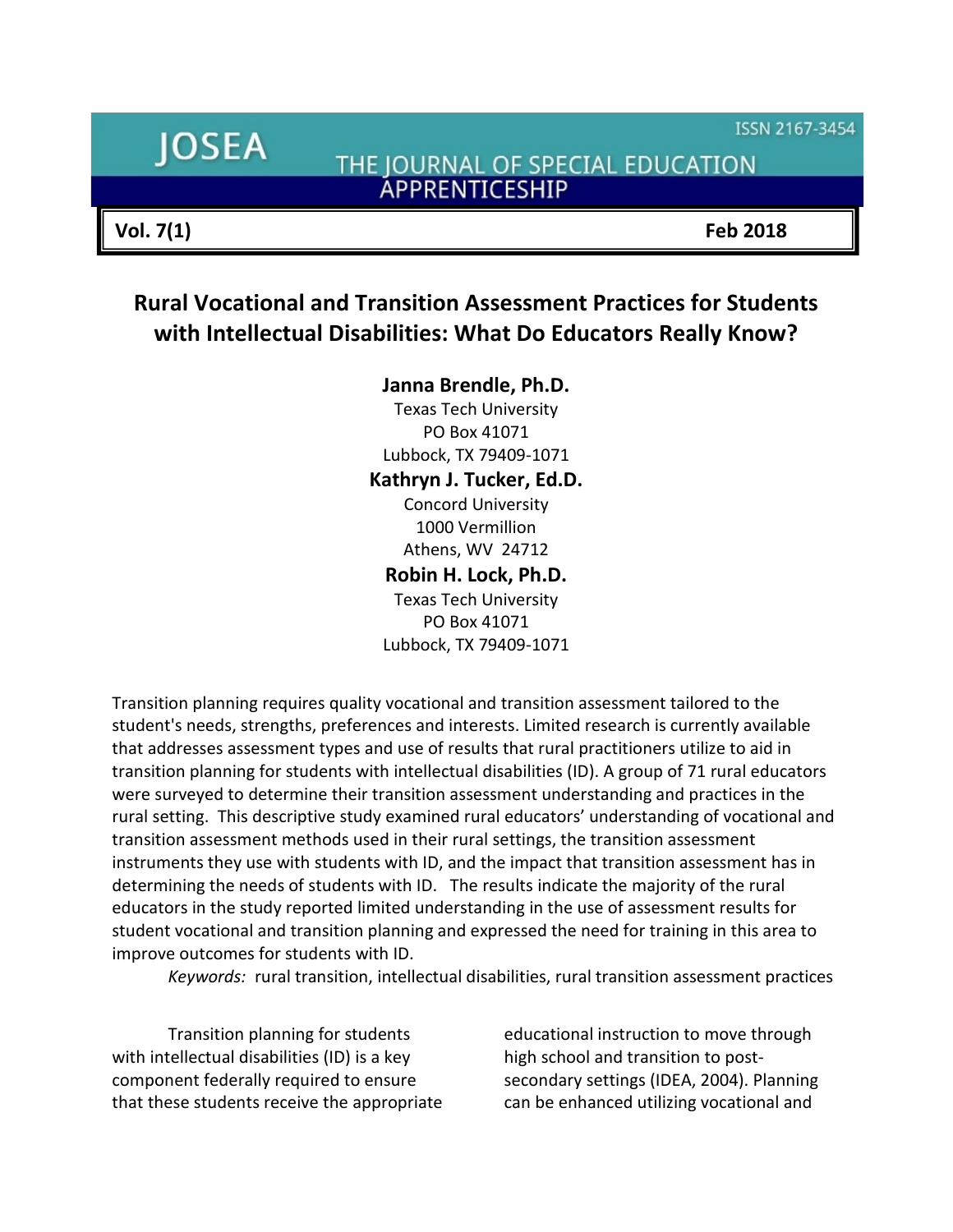# Rural Vocational and Transition Assessment Practices for Students with Intellectual Disabilities: What Do Educators Really Know?

**Janna Brendle, Ph.D.**
Texas Tech University
PO Box 41071
Lubbock, TX 79409-1071

**Kathryn J. Tucker, Ed.D.**
Concord University
1000 Vermillion
Athens, WV 24712

**Robin H. Lock, Ph.D.**
Texas Tech University
PO Box 41071
Lubbock, TX 79409-1071

Transition planning requires quality vocational and transition assessment tailored to the student's needs, strengths, preferences and interests. Limited research is currently available that addresses assessment types and use of results that rural practitioners utilize to aid in transition planning for students with intellectual disabilities (ID). A group of 71 rural educators were surveyed to determine their transition assessment understanding and practices in the rural setting. This descriptive study examined rural educators' understanding of vocational and transition assessment methods used in their rural settings, the transition assessment instruments they use with students with ID, and the impact that transition assessment has in determining the needs of students with ID. The results indicate the majority of the rural educators in the study reported limited understanding in the use of assessment results for student vocational and transition planning and expressed the need for training in this area to improve outcomes for students with ID.

*Keywords:* rural transition, intellectual disabilities, rural transition assessment practices

Transition planning for students with intellectual disabilities (ID) is a key component federally required to ensure that these students receive the appropriate educational instruction to move through high school and transition to post-secondary settings (IDEA, 2004). Planning can be enhanced utilizing vocational and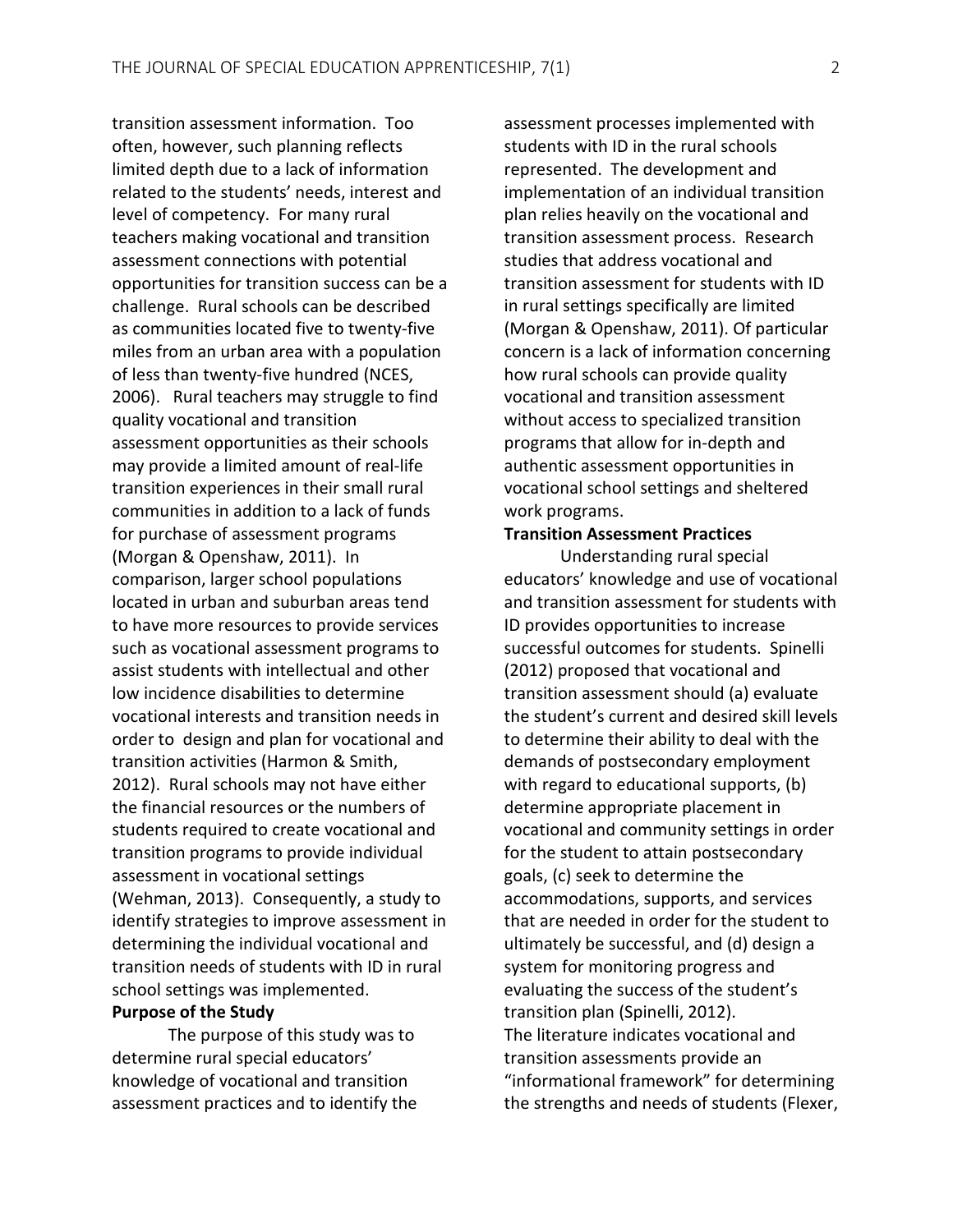transition assessment information. Too often, however, such planning reflects limited depth due to a lack of information related to the students' needs, interest and level of competency. For many rural teachers making vocational and transition assessment connections with potential opportunities for transition success can be a challenge. Rural schools can be described as communities located five to twenty-five miles from an urban area with a population of less than twenty-five hundred (NCES, 2006). Rural teachers may struggle to find quality vocational and transition assessment opportunities as their schools may provide a limited amount of real-life transition experiences in their small rural communities in addition to a lack of funds for purchase of assessment programs (Morgan & Openshaw, 2011). In comparison, larger school populations located in urban and suburban areas tend to have more resources to provide services such as vocational assessment programs to assist students with intellectual and other low incidence disabilities to determine vocational interests and transition needs in order to design and plan for vocational and transition activities (Harmon & Smith, 2012). Rural schools may not have either the financial resources or the numbers of students required to create vocational and transition programs to provide individual assessment in vocational settings (Wehman, 2013). Consequently, a study to identify strategies to improve assessment in determining the individual vocational and transition needs of students with ID in rural school settings was implemented.

**Purpose of the Study**

The purpose of this study was to determine rural special educators' knowledge of vocational and transition assessment practices and to identify the assessment processes implemented with students with ID in the rural schools represented. The development and implementation of an individual transition plan relies heavily on the vocational and transition assessment process. Research studies that address vocational and transition assessment for students with ID in rural settings specifically are limited (Morgan & Openshaw, 2011). Of particular concern is a lack of information concerning how rural schools can provide quality vocational and transition assessment without access to specialized transition programs that allow for in-depth and authentic assessment opportunities in vocational school settings and sheltered work programs.

**Transition Assessment Practices**

Understanding rural special educators' knowledge and use of vocational and transition assessment for students with ID provides opportunities to increase successful outcomes for students. Spinelli (2012) proposed that vocational and transition assessment should (a) evaluate the student's current and desired skill levels to determine their ability to deal with the demands of postsecondary employment with regard to educational supports, (b) determine appropriate placement in vocational and community settings in order for the student to attain postsecondary goals, (c) seek to determine the accommodations, supports, and services that are needed in order for the student to ultimately be successful, and (d) design a system for monitoring progress and evaluating the success of the student's transition plan (Spinelli, 2012).

The literature indicates vocational and transition assessments provide an "informational framework" for determining the strengths and needs of students (Flexer,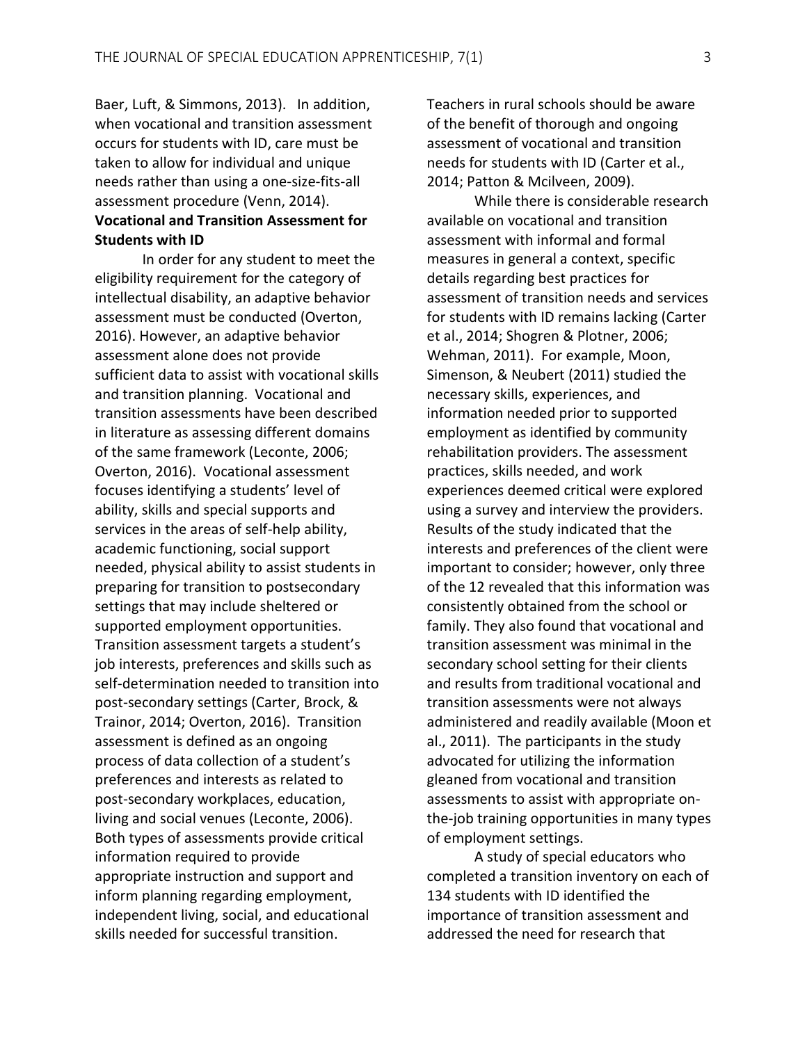Baer, Luft, & Simmons, 2013). In addition, when vocational and transition assessment occurs for students with ID, care must be taken to allow for individual and unique needs rather than using a one-size-fits-all assessment procedure (Venn, 2014).

**Vocational and Transition Assessment for Students with ID**

In order for any student to meet the eligibility requirement for the category of intellectual disability, an adaptive behavior assessment must be conducted (Overton, 2016). However, an adaptive behavior assessment alone does not provide sufficient data to assist with vocational skills and transition planning. Vocational and transition assessments have been described in literature as assessing different domains of the same framework (Leconte, 2006; Overton, 2016). Vocational assessment focuses identifying a students' level of ability, skills and special supports and services in the areas of self-help ability, academic functioning, social support needed, physical ability to assist students in preparing for transition to postsecondary settings that may include sheltered or supported employment opportunities. Transition assessment targets a student's job interests, preferences and skills such as self-determination needed to transition into post-secondary settings (Carter, Brock, & Trainor, 2014; Overton, 2016). Transition assessment is defined as an ongoing process of data collection of a student's preferences and interests as related to post-secondary workplaces, education, living and social venues (Leconte, 2006). Both types of assessments provide critical information required to provide appropriate instruction and support and inform planning regarding employment, independent living, social, and educational skills needed for successful transition. Teachers in rural schools should be aware of the benefit of thorough and ongoing assessment of vocational and transition needs for students with ID (Carter et al., 2014; Patton & Mcilveen, 2009).

While there is considerable research available on vocational and transition assessment with informal and formal measures in general a context, specific details regarding best practices for assessment of transition needs and services for students with ID remains lacking (Carter et al., 2014; Shogren & Plotner, 2006; Wehman, 2011). For example, Moon, Simenson, & Neubert (2011) studied the necessary skills, experiences, and information needed prior to supported employment as identified by community rehabilitation providers. The assessment practices, skills needed, and work experiences deemed critical were explored using a survey and interview the providers. Results of the study indicated that the interests and preferences of the client were important to consider; however, only three of the 12 revealed that this information was consistently obtained from the school or family. They also found that vocational and transition assessment was minimal in the secondary school setting for their clients and results from traditional vocational and transition assessments were not always administered and readily available (Moon et al., 2011). The participants in the study advocated for utilizing the information gleaned from vocational and transition assessments to assist with appropriate on-the-job training opportunities in many types of employment settings.

A study of special educators who completed a transition inventory on each of 134 students with ID identified the importance of transition assessment and addressed the need for research that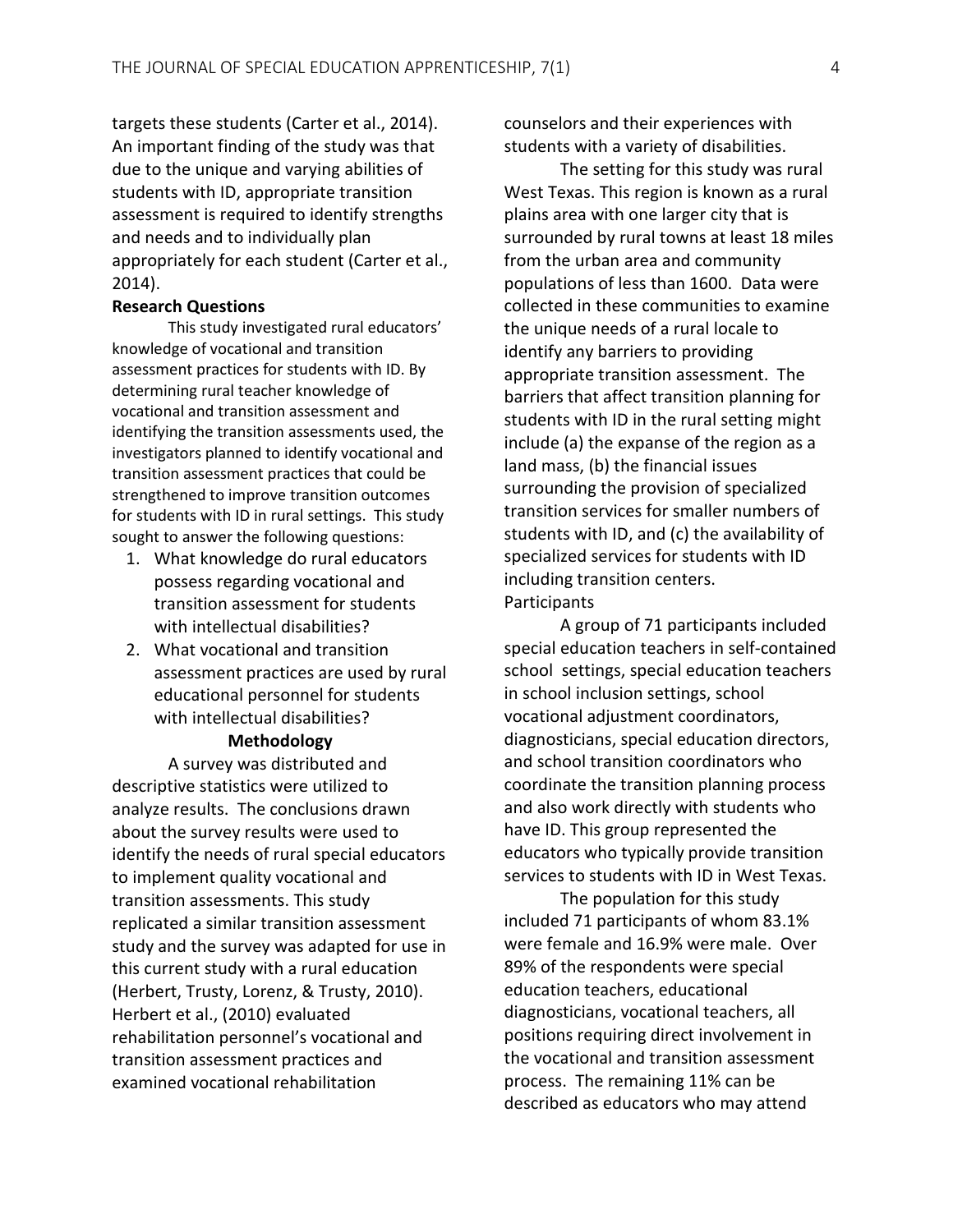targets these students (Carter et al., 2014). An important finding of the study was that due to the unique and varying abilities of students with ID, appropriate transition assessment is required to identify strengths and needs and to individually plan appropriately for each student (Carter et al., 2014).

### Research Questions

This study investigated rural educators' knowledge of vocational and transition assessment practices for students with ID. By determining rural teacher knowledge of vocational and transition assessment and identifying the transition assessments used, the investigators planned to identify vocational and transition assessment practices that could be strengthened to improve transition outcomes for students with ID in rural settings. This study sought to answer the following questions:

1. What knowledge do rural educators possess regarding vocational and transition assessment for students with intellectual disabilities?
2. What vocational and transition assessment practices are used by rural educational personnel for students with intellectual disabilities?

## Methodology

A survey was distributed and descriptive statistics were utilized to analyze results. The conclusions drawn about the survey results were used to identify the needs of rural special educators to implement quality vocational and transition assessments. This study replicated a similar transition assessment study and the survey was adapted for use in this current study with a rural education (Herbert, Trusty, Lorenz, & Trusty, 2010). Herbert et al., (2010) evaluated rehabilitation personnel's vocational and transition assessment practices and examined vocational rehabilitation counselors and their experiences with students with a variety of disabilities.

The setting for this study was rural West Texas. This region is known as a rural plains area with one larger city that is surrounded by rural towns at least 18 miles from the urban area and community populations of less than 1600. Data were collected in these communities to examine the unique needs of a rural locale to identify any barriers to providing appropriate transition assessment. The barriers that affect transition planning for students with ID in the rural setting might include (a) the expanse of the region as a land mass, (b) the financial issues surrounding the provision of specialized transition services for smaller numbers of students with ID, and (c) the availability of specialized services for students with ID including transition centers.

### Participants

A group of 71 participants included special education teachers in self-contained school settings, special education teachers in school inclusion settings, school vocational adjustment coordinators, diagnosticians, special education directors, and school transition coordinators who coordinate the transition planning process and also work directly with students who have ID. This group represented the educators who typically provide transition services to students with ID in West Texas.

The population for this study included 71 participants of whom 83.1% were female and 16.9% were male. Over 89% of the respondents were special education teachers, educational diagnosticians, vocational teachers, all positions requiring direct involvement in the vocational and transition assessment process. The remaining 11% can be described as educators who may attend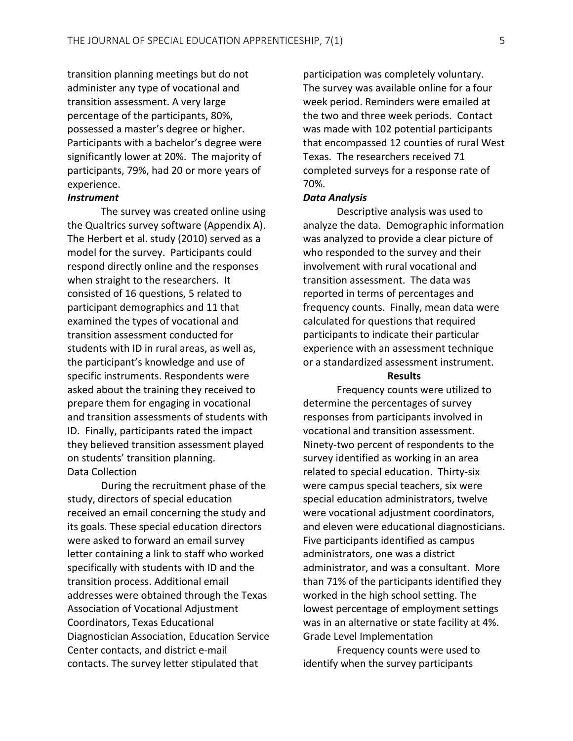transition planning meetings but do not administer any type of vocational and transition assessment. A very large percentage of the participants, 80%, possessed a master's degree or higher. Participants with a bachelor's degree were significantly lower at 20%. The majority of participants, 79%, had 20 or more years of experience.

### *Instrument*

The survey was created online using the Qualtrics survey software (Appendix A). The Herbert et al. study (2010) served as a model for the survey. Participants could respond directly online and the responses when straight to the researchers. It consisted of 16 questions, 5 related to participant demographics and 11 that examined the types of vocational and transition assessment conducted for students with ID in rural areas, as well as, the participant's knowledge and use of specific instruments. Respondents were asked about the training they received to prepare them for engaging in vocational and transition assessments of students with ID. Finally, participants rated the impact they believed transition assessment played on students' transition planning.

### Data Collection

During the recruitment phase of the study, directors of special education received an email concerning the study and its goals. These special education directors were asked to forward an email survey letter containing a link to staff who worked specifically with students with ID and the transition process. Additional email addresses were obtained through the Texas Association of Vocational Adjustment Coordinators, Texas Educational Diagnostician Association, Education Service Center contacts, and district e-mail contacts. The survey letter stipulated that participation was completely voluntary. The survey was available online for a four week period. Reminders were emailed at the two and three week periods. Contact was made with 102 potential participants that encompassed 12 counties of rural West Texas. The researchers received 71 completed surveys for a response rate of 70%.

### *Data Analysis*

Descriptive analysis was used to analyze the data. Demographic information was analyzed to provide a clear picture of who responded to the survey and their involvement with rural vocational and transition assessment. The data was reported in terms of percentages and frequency counts. Finally, mean data were calculated for questions that required participants to indicate their particular experience with an assessment technique or a standardized assessment instrument.

## Results

Frequency counts were utilized to determine the percentages of survey responses from participants involved in vocational and transition assessment. Ninety-two percent of respondents to the survey identified as working in an area related to special education. Thirty-six were campus special teachers, six were special education administrators, twelve were vocational adjustment coordinators, and eleven were educational diagnosticians. Five participants identified as campus administrators, one was a district administrator, and was a consultant. More than 71% of the participants identified they worked in the high school setting. The lowest percentage of employment settings was in an alternative or state facility at 4%.

### Grade Level Implementation

Frequency counts were used to identify when the survey participants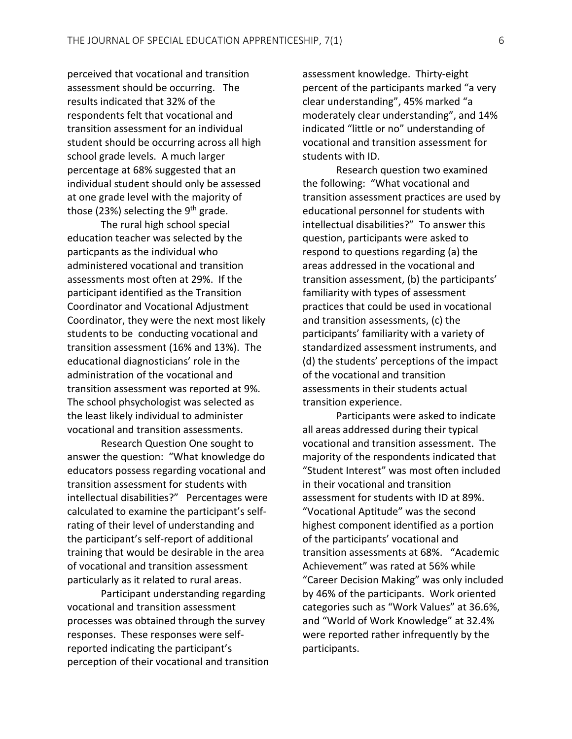perceived that vocational and transition assessment should be occurring. The results indicated that 32% of the respondents felt that vocational and transition assessment for an individual student should be occurring across all high school grade levels. A much larger percentage at 68% suggested that an individual student should only be assessed at one grade level with the majority of those (23%) selecting the 9th grade.

The rural high school special education teacher was selected by the particpants as the individual who administered vocational and transition assessments most often at 29%. If the participant identified as the Transition Coordinator and Vocational Adjustment Coordinator, they were the next most likely students to be conducting vocational and transition assessment (16% and 13%). The educational diagnosticians' role in the administration of the vocational and transition assessment was reported at 9%. The school phsychologist was selected as the least likely individual to administer vocational and transition assessments.

Research Question One sought to answer the question: "What knowledge do educators possess regarding vocational and transition assessment for students with intellectual disabilities?" Percentages were calculated to examine the participant's self-rating of their level of understanding and the participant's self-report of additional training that would be desirable in the area of vocational and transition assessment particularly as it related to rural areas.

Participant understanding regarding vocational and transition assessment processes was obtained through the survey responses. These responses were self-reported indicating the participant's perception of their vocational and transition assessment knowledge. Thirty-eight percent of the participants marked "a very clear understanding", 45% marked "a moderately clear understanding", and 14% indicated "little or no" understanding of vocational and transition assessment for students with ID.

Research question two examined the following: "What vocational and transition assessment practices are used by educational personnel for students with intellectual disabilities?" To answer this question, participants were asked to respond to questions regarding (a) the areas addressed in the vocational and transition assessment, (b) the participants' familiarity with types of assessment practices that could be used in vocational and transition assessments, (c) the participants' familiarity with a variety of standardized assessment instruments, and (d) the students' perceptions of the impact of the vocational and transition assessments in their students actual transition experience.

Participants were asked to indicate all areas addressed during their typical vocational and transition assessment. The majority of the respondents indicated that "Student Interest" was most often included in their vocational and transition assessment for students with ID at 89%. "Vocational Aptitude" was the second highest component identified as a portion of the participants' vocational and transition assessments at 68%. "Academic Achievement" was rated at 56% while "Career Decision Making" was only included by 46% of the participants. Work oriented categories such as "Work Values" at 36.6%, and "World of Work Knowledge" at 32.4% were reported rather infrequently by the participants.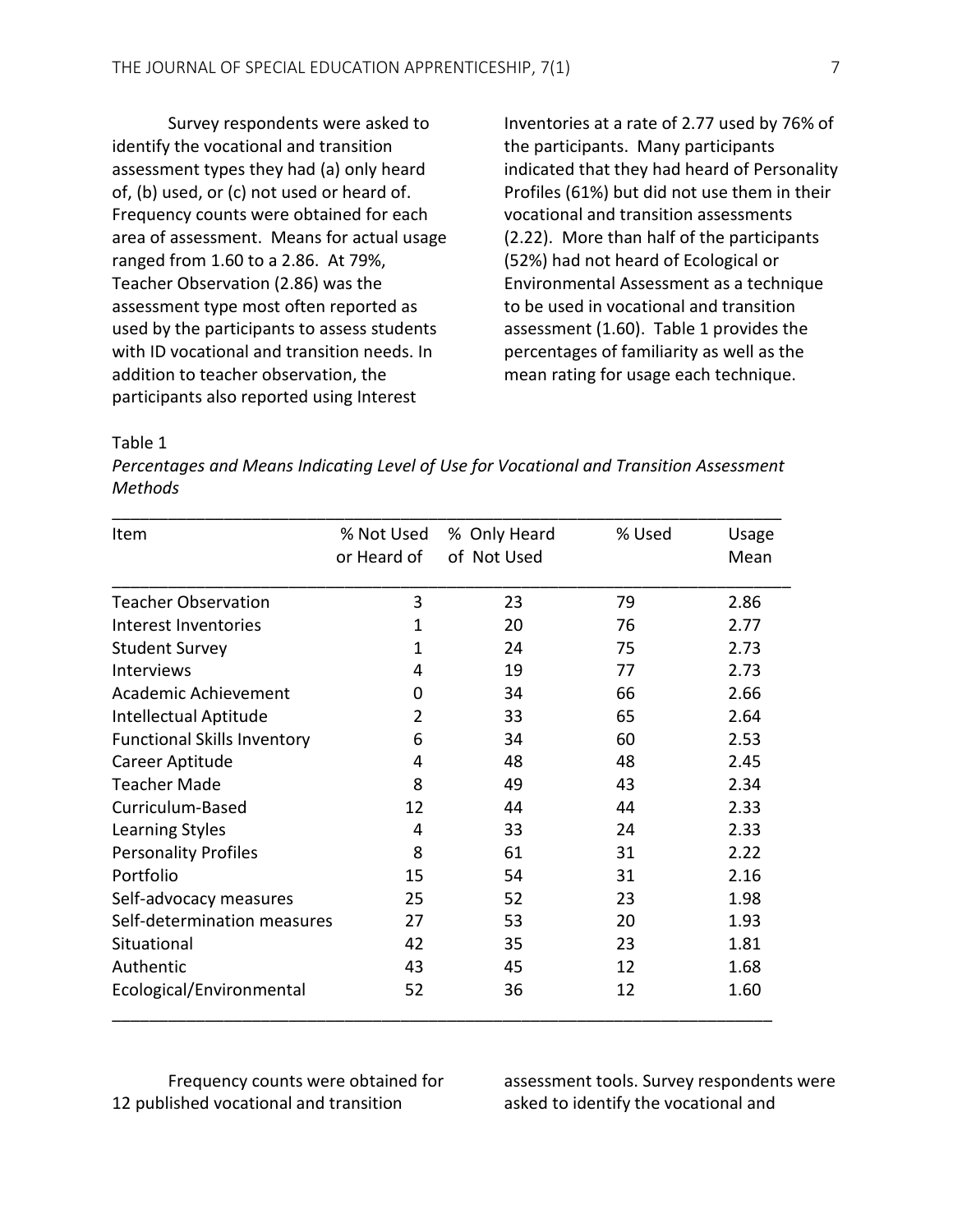Survey respondents were asked to identify the vocational and transition assessment types they had (a) only heard of, (b) used, or (c) not used or heard of. Frequency counts were obtained for each area of assessment. Means for actual usage ranged from 1.60 to a 2.86. At 79%, Teacher Observation (2.86) was the assessment type most often reported as used by the participants to assess students with ID vocational and transition needs. In addition to teacher observation, the participants also reported using Interest Inventories at a rate of 2.77 used by 76% of the participants. Many participants indicated that they had heard of Personality Profiles (61%) but did not use them in their vocational and transition assessments (2.22). More than half of the participants (52%) had not heard of Ecological or Environmental Assessment as a technique to be used in vocational and transition assessment (1.60). Table 1 provides the percentages of familiarity as well as the mean rating for usage each technique.

Table 1

*Percentages and Means Indicating Level of Use for Vocational and Transition Assessment Methods*

| Item | % Not Used or Heard of | % Only Heard of Not Used | % Used | Usage Mean |
|---|---|---|---|---|
| Teacher Observation | 3 | 23 | 79 | 2.86 |
| Interest Inventories | 1 | 20 | 76 | 2.77 |
| Student Survey | 1 | 24 | 75 | 2.73 |
| Interviews | 4 | 19 | 77 | 2.73 |
| Academic Achievement | 0 | 34 | 66 | 2.66 |
| Intellectual Aptitude | 2 | 33 | 65 | 2.64 |
| Functional Skills Inventory | 6 | 34 | 60 | 2.53 |
| Career Aptitude | 4 | 48 | 48 | 2.45 |
| Teacher Made | 8 | 49 | 43 | 2.34 |
| Curriculum-Based | 12 | 44 | 44 | 2.33 |
| Learning Styles | 4 | 33 | 24 | 2.33 |
| Personality Profiles | 8 | 61 | 31 | 2.22 |
| Portfolio | 15 | 54 | 31 | 2.16 |
| Self-advocacy measures | 25 | 52 | 23 | 1.98 |
| Self-determination measures | 27 | 53 | 20 | 1.93 |
| Situational | 42 | 35 | 23 | 1.81 |
| Authentic | 43 | 45 | 12 | 1.68 |
| Ecological/Environmental | 52 | 36 | 12 | 1.60 |

Frequency counts were obtained for 12 published vocational and transition assessment tools. Survey respondents were asked to identify the vocational and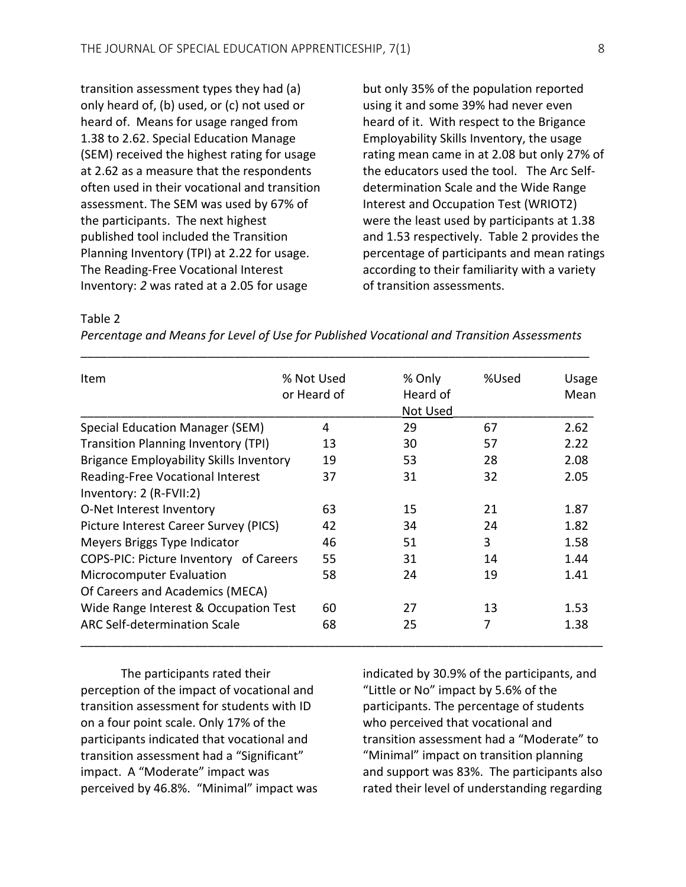transition assessment types they had (a) only heard of, (b) used, or (c) not used or heard of. Means for usage ranged from 1.38 to 2.62. Special Education Manage (SEM) received the highest rating for usage at 2.62 as a measure that the respondents often used in their vocational and transition assessment. The SEM was used by 67% of the participants. The next highest published tool included the Transition Planning Inventory (TPI) at 2.22 for usage. The Reading-Free Vocational Interest Inventory: *2* was rated at a 2.05 for usage but only 35% of the population reported using it and some 39% had never even heard of it. With respect to the Brigance Employability Skills Inventory, the usage rating mean came in at 2.08 but only 27% of the educators used the tool. The Arc Self-determination Scale and the Wide Range Interest and Occupation Test (WRIOT2) were the least used by participants at 1.38 and 1.53 respectively. Table 2 provides the percentage of participants and mean ratings according to their familiarity with a variety of transition assessments.

Table 2

*Percentage and Means for Level of Use for Published Vocational and Transition Assessments*

| Item | % Not Used or Heard of | % Only Heard of Not Used | %Used | Usage Mean |
|---|---|---|---|---|
| Special Education Manager (SEM) | 4 | 29 | 67 | 2.62 |
| Transition Planning Inventory (TPI) | 13 | 30 | 57 | 2.22 |
| Brigance Employability Skills Inventory | 19 | 53 | 28 | 2.08 |
| Reading-Free Vocational Interest Inventory: 2 (R-FVII:2) | 37 | 31 | 32 | 2.05 |
| O-Net Interest Inventory | 63 | 15 | 21 | 1.87 |
| Picture Interest Career Survey (PICS) | 42 | 34 | 24 | 1.82 |
| Meyers Briggs Type Indicator | 46 | 51 | 3 | 1.58 |
| COPS-PIC: Picture Inventory of Careers | 55 | 31 | 14 | 1.44 |
| Microcomputer Evaluation Of Careers and Academics (MECA) | 58 | 24 | 19 | 1.41 |
| Wide Range Interest & Occupation Test | 60 | 27 | 13 | 1.53 |
| ARC Self-determination Scale | 68 | 25 | 7 | 1.38 |

The participants rated their perception of the impact of vocational and transition assessment for students with ID on a four point scale. Only 17% of the participants indicated that vocational and transition assessment had a "Significant" impact. A "Moderate" impact was perceived by 46.8%. "Minimal" impact was indicated by 30.9% of the participants, and "Little or No" impact by 5.6% of the participants. The percentage of students who perceived that vocational and transition assessment had a "Moderate" to "Minimal" impact on transition planning and support was 83%. The participants also rated their level of understanding regarding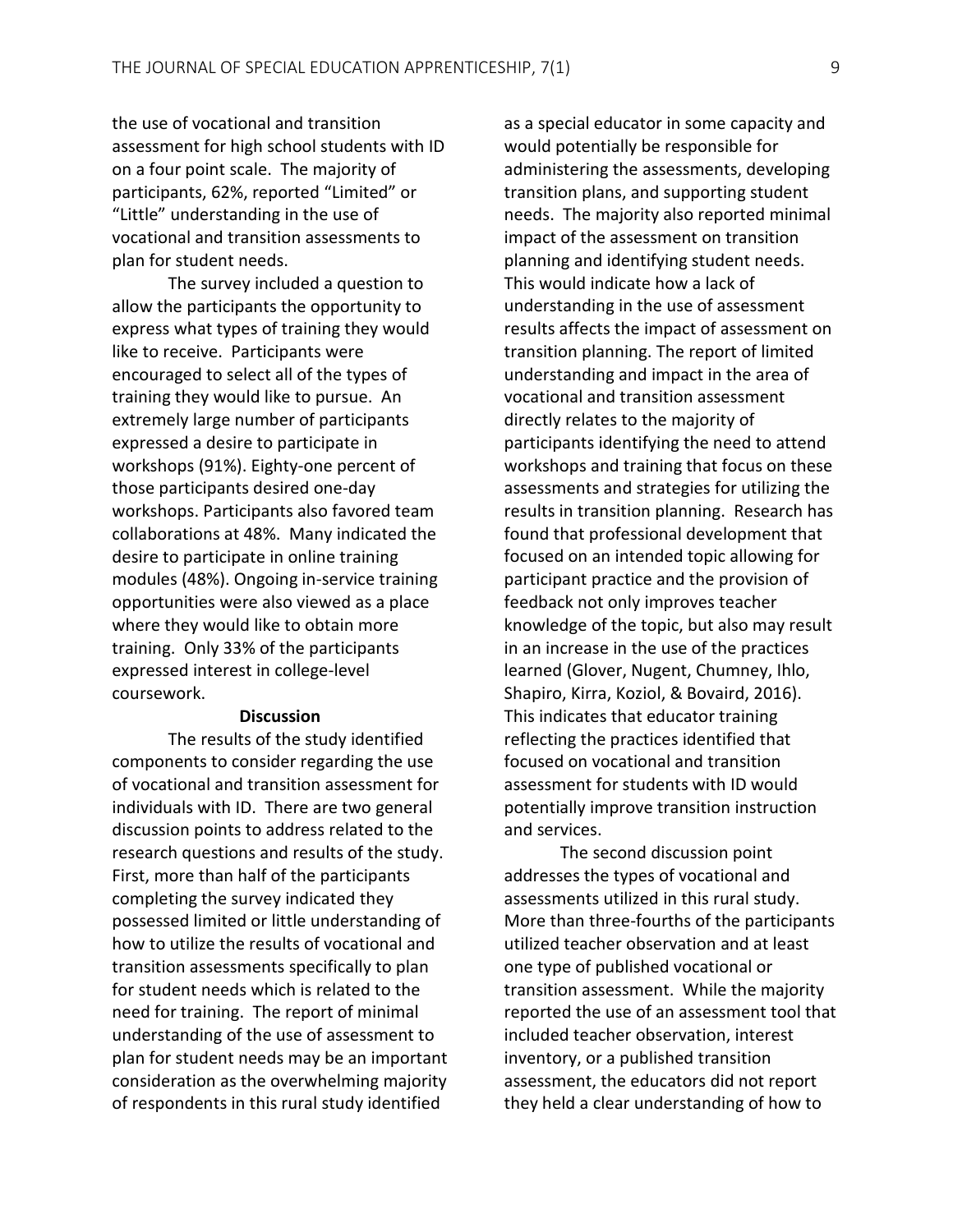the use of vocational and transition assessment for high school students with ID on a four point scale. The majority of participants, 62%, reported "Limited" or "Little" understanding in the use of vocational and transition assessments to plan for student needs.

The survey included a question to allow the participants the opportunity to express what types of training they would like to receive. Participants were encouraged to select all of the types of training they would like to pursue. An extremely large number of participants expressed a desire to participate in workshops (91%). Eighty-one percent of those participants desired one-day workshops. Participants also favored team collaborations at 48%. Many indicated the desire to participate in online training modules (48%). Ongoing in-service training opportunities were also viewed as a place where they would like to obtain more training. Only 33% of the participants expressed interest in college-level coursework.

## Discussion

The results of the study identified components to consider regarding the use of vocational and transition assessment for individuals with ID. There are two general discussion points to address related to the research questions and results of the study. First, more than half of the participants completing the survey indicated they possessed limited or little understanding of how to utilize the results of vocational and transition assessments specifically to plan for student needs which is related to the need for training. The report of minimal understanding of the use of assessment to plan for student needs may be an important consideration as the overwhelming majority of respondents in this rural study identified as a special educator in some capacity and would potentially be responsible for administering the assessments, developing transition plans, and supporting student needs. The majority also reported minimal impact of the assessment on transition planning and identifying student needs. This would indicate how a lack of understanding in the use of assessment results affects the impact of assessment on transition planning. The report of limited understanding and impact in the area of vocational and transition assessment directly relates to the majority of participants identifying the need to attend workshops and training that focus on these assessments and strategies for utilizing the results in transition planning. Research has found that professional development that focused on an intended topic allowing for participant practice and the provision of feedback not only improves teacher knowledge of the topic, but also may result in an increase in the use of the practices learned (Glover, Nugent, Chumney, Ihlo, Shapiro, Kirra, Koziol, & Bovaird, 2016). This indicates that educator training reflecting the practices identified that focused on vocational and transition assessment for students with ID would potentially improve transition instruction and services.

The second discussion point addresses the types of vocational and assessments utilized in this rural study. More than three-fourths of the participants utilized teacher observation and at least one type of published vocational or transition assessment. While the majority reported the use of an assessment tool that included teacher observation, interest inventory, or a published transition assessment, the educators did not report they held a clear understanding of how to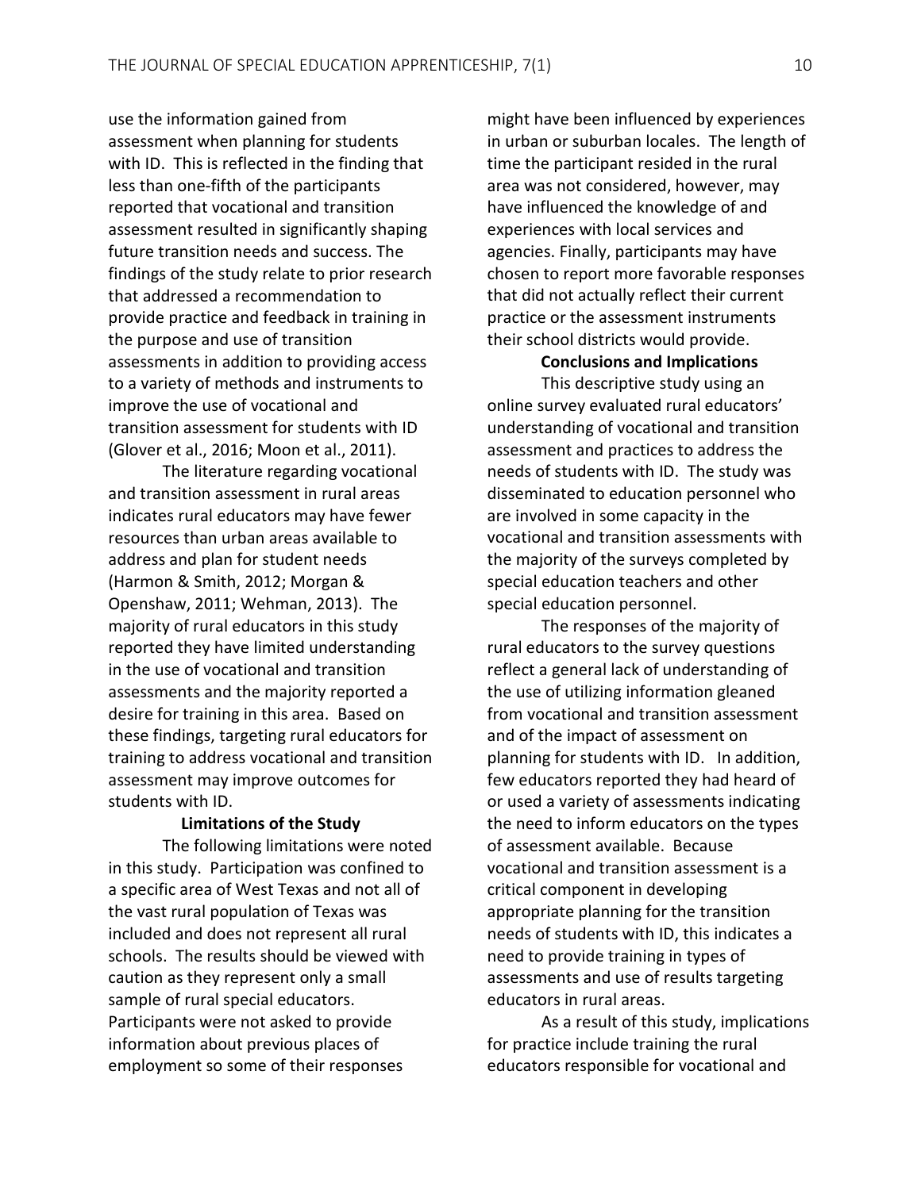use the information gained from assessment when planning for students with ID. This is reflected in the finding that less than one-fifth of the participants reported that vocational and transition assessment resulted in significantly shaping future transition needs and success. The findings of the study relate to prior research that addressed a recommendation to provide practice and feedback in training in the purpose and use of transition assessments in addition to providing access to a variety of methods and instruments to improve the use of vocational and transition assessment for students with ID (Glover et al., 2016; Moon et al., 2011).

The literature regarding vocational and transition assessment in rural areas indicates rural educators may have fewer resources than urban areas available to address and plan for student needs (Harmon & Smith, 2012; Morgan & Openshaw, 2011; Wehman, 2013). The majority of rural educators in this study reported they have limited understanding in the use of vocational and transition assessments and the majority reported a desire for training in this area. Based on these findings, targeting rural educators for training to address vocational and transition assessment may improve outcomes for students with ID.

## Limitations of the Study

The following limitations were noted in this study. Participation was confined to a specific area of West Texas and not all of the vast rural population of Texas was included and does not represent all rural schools. The results should be viewed with caution as they represent only a small sample of rural special educators. Participants were not asked to provide information about previous places of employment so some of their responses might have been influenced by experiences in urban or suburban locales. The length of time the participant resided in the rural area was not considered, however, may have influenced the knowledge of and experiences with local services and agencies. Finally, participants may have chosen to report more favorable responses that did not actually reflect their current practice or the assessment instruments their school districts would provide.

## Conclusions and Implications

This descriptive study using an online survey evaluated rural educators' understanding of vocational and transition assessment and practices to address the needs of students with ID. The study was disseminated to education personnel who are involved in some capacity in the vocational and transition assessments with the majority of the surveys completed by special education teachers and other special education personnel.

The responses of the majority of rural educators to the survey questions reflect a general lack of understanding of the use of utilizing information gleaned from vocational and transition assessment and of the impact of assessment on planning for students with ID. In addition, few educators reported they had heard of or used a variety of assessments indicating the need to inform educators on the types of assessment available. Because vocational and transition assessment is a critical component in developing appropriate planning for the transition needs of students with ID, this indicates a need to provide training in types of assessments and use of results targeting educators in rural areas.

As a result of this study, implications for practice include training the rural educators responsible for vocational and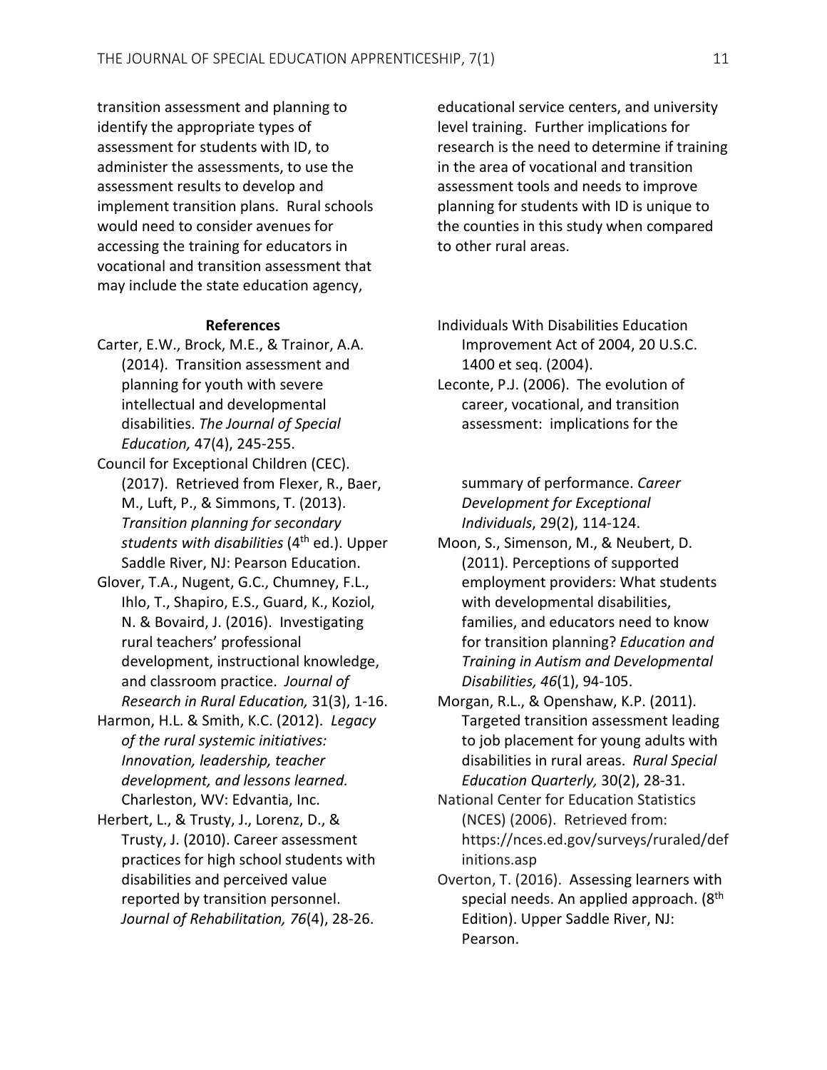transition assessment and planning to identify the appropriate types of assessment for students with ID, to administer the assessments, to use the assessment results to develop and implement transition plans. Rural schools would need to consider avenues for accessing the training for educators in vocational and transition assessment that may include the state education agency, educational service centers, and university level training. Further implications for research is the need to determine if training in the area of vocational and transition assessment tools and needs to improve planning for students with ID is unique to the counties in this study when compared to other rural areas.

**References**

Carter, E.W., Brock, M.E., & Trainor, A.A. (2014). Transition assessment and planning for youth with severe intellectual and developmental disabilities. *The Journal of Special Education,* 47(4), 245-255.

Council for Exceptional Children (CEC). (2017). Retrieved from Flexer, R., Baer, M., Luft, P., & Simmons, T. (2013). *Transition planning for secondary students with disabilities* (4th ed.). Upper Saddle River, NJ: Pearson Education.

Glover, T.A., Nugent, G.C., Chumney, F.L., Ihlo, T., Shapiro, E.S., Guard, K., Koziol, N. & Bovaird, J. (2016). Investigating rural teachers' professional development, instructional knowledge, and classroom practice. *Journal of Research in Rural Education,* 31(3), 1-16.

Harmon, H.L. & Smith, K.C. (2012). *Legacy of the rural systemic initiatives: Innovation, leadership, teacher development, and lessons learned.* Charleston, WV: Edvantia, Inc.

Herbert, L., & Trusty, J., Lorenz, D., & Trusty, J. (2010). Career assessment practices for high school students with disabilities and perceived value reported by transition personnel. *Journal of Rehabilitation, 76*(4), 28-26.

Individuals With Disabilities Education Improvement Act of 2004, 20 U.S.C. 1400 et seq. (2004).

Leconte, P.J. (2006). The evolution of career, vocational, and transition assessment: implications for the summary of performance. *Career Development for Exceptional Individuals*, 29(2), 114-124.

Moon, S., Simenson, M., & Neubert, D. (2011). Perceptions of supported employment providers: What students with developmental disabilities, families, and educators need to know for transition planning? *Education and Training in Autism and Developmental Disabilities, 46*(1), 94-105.

Morgan, R.L., & Openshaw, K.P. (2011). Targeted transition assessment leading to job placement for young adults with disabilities in rural areas. *Rural Special Education Quarterly,* 30(2), 28-31.

National Center for Education Statistics (NCES) (2006). Retrieved from: https://nces.ed.gov/surveys/ruraled/definitions.asp

Overton, T. (2016). Assessing learners with special needs. An applied approach. (8th Edition). Upper Saddle River, NJ: Pearson.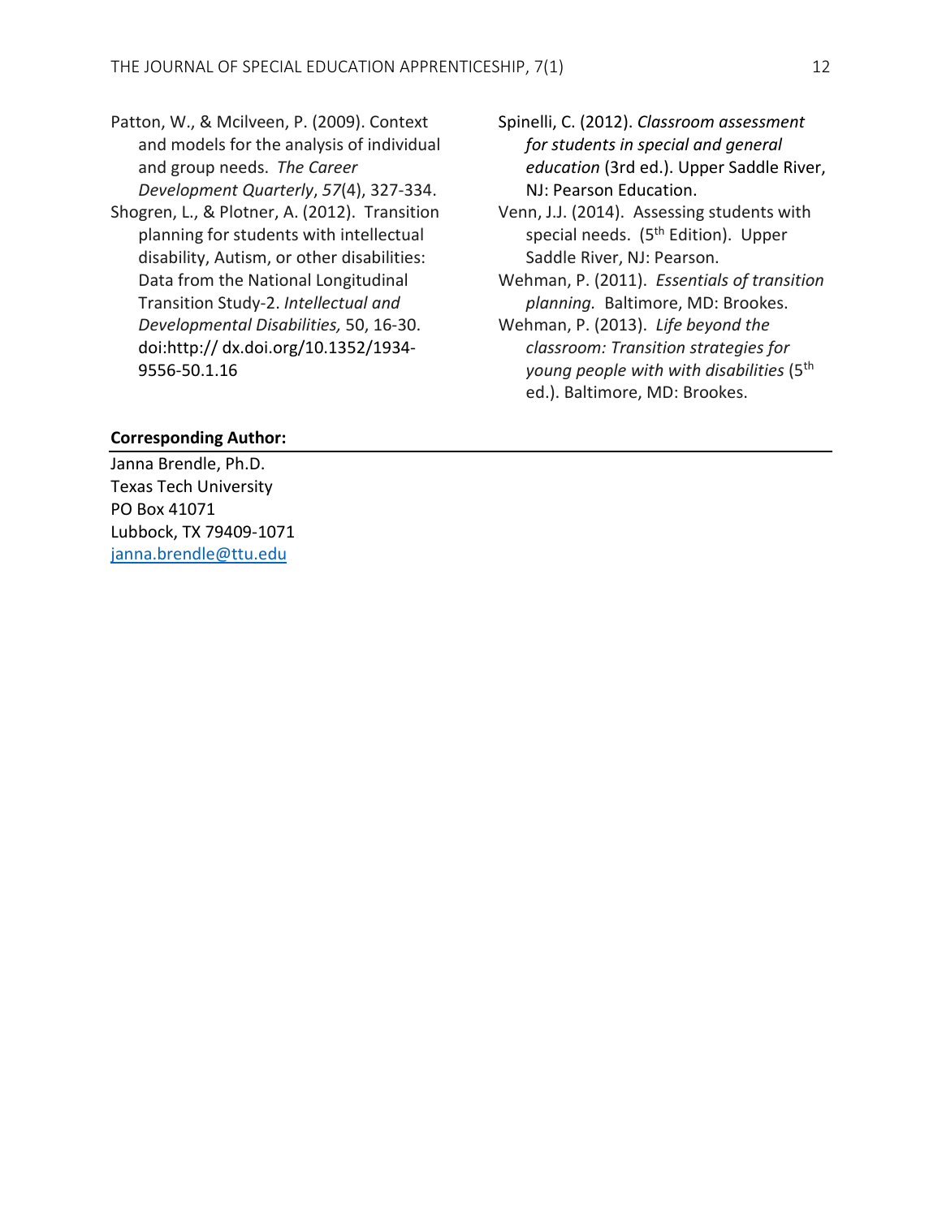Patton, W., & Mcilveen, P. (2009). Context and models for the analysis of individual and group needs. *The Career Development Quarterly*, *57*(4), 327-334.

Shogren, L., & Plotner, A. (2012). Transition planning for students with intellectual disability, Autism, or other disabilities: Data from the National Longitudinal Transition Study-2. *Intellectual and Developmental Disabilities,* 50, 16-30. doi:http:// dx.doi.org/10.1352/1934-9556-50.1.16

Spinelli, C. (2012). *Classroom assessment for students in special and general education* (3rd ed.). Upper Saddle River, NJ: Pearson Education.

Venn, J.J. (2014). Assessing students with special needs. (5th Edition). Upper Saddle River, NJ: Pearson.

Wehman, P. (2011). *Essentials of transition planning.* Baltimore, MD: Brookes.

Wehman, P. (2013). *Life beyond the classroom: Transition strategies for young people with with disabilities* (5th ed.). Baltimore, MD: Brookes.

**Corresponding Author:**

Janna Brendle, Ph.D.
Texas Tech University
PO Box 41071
Lubbock, TX 79409-1071
janna.brendle@ttu.edu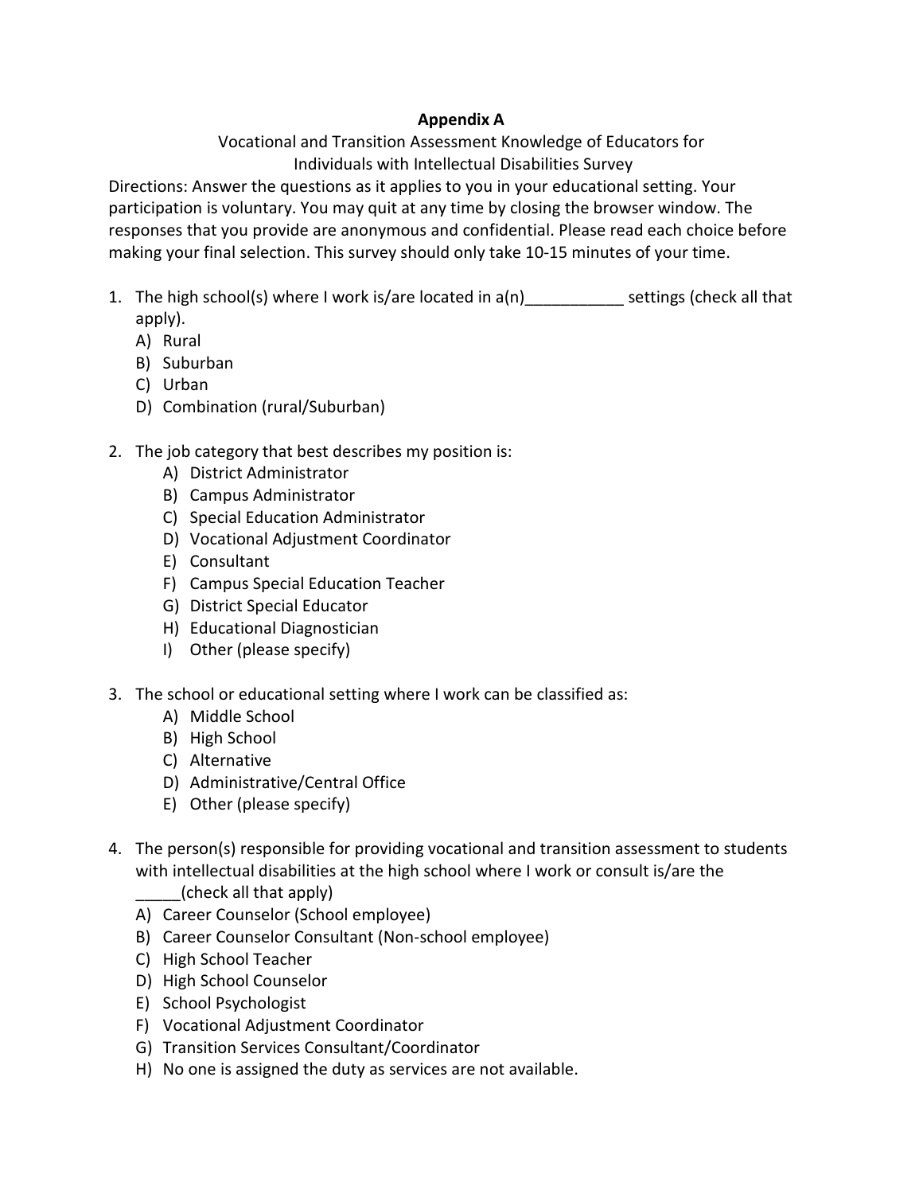**Appendix A**

Vocational and Transition Assessment Knowledge of Educators for Individuals with Intellectual Disabilities Survey

Directions: Answer the questions as it applies to you in your educational setting. Your participation is voluntary. You may quit at any time by closing the browser window. The responses that you provide are anonymous and confidential. Please read each choice before making your final selection. This survey should only take 10-15 minutes of your time.

1. The high school(s) where I work is/are located in a(n)___________ settings (check all that apply).
   A) Rural
   B) Suburban
   C) Urban
   D) Combination (rural/Suburban)

2. The job category that best describes my position is:
   A) District Administrator
   B) Campus Administrator
   C) Special Education Administrator
   D) Vocational Adjustment Coordinator
   E) Consultant
   F) Campus Special Education Teacher
   G) District Special Educator
   H) Educational Diagnostician
   I) Other (please specify)

3. The school or educational setting where I work can be classified as:
   A) Middle School
   B) High School
   C) Alternative
   D) Administrative/Central Office
   E) Other (please specify)

4. The person(s) responsible for providing vocational and transition assessment to students with intellectual disabilities at the high school where I work or consult is/are the _____(check all that apply)
   A) Career Counselor (School employee)
   B) Career Counselor Consultant (Non-school employee)
   C) High School Teacher
   D) High School Counselor
   E) School Psychologist
   F) Vocational Adjustment Coordinator
   G) Transition Services Consultant/Coordinator
   H) No one is assigned the duty as services are not available.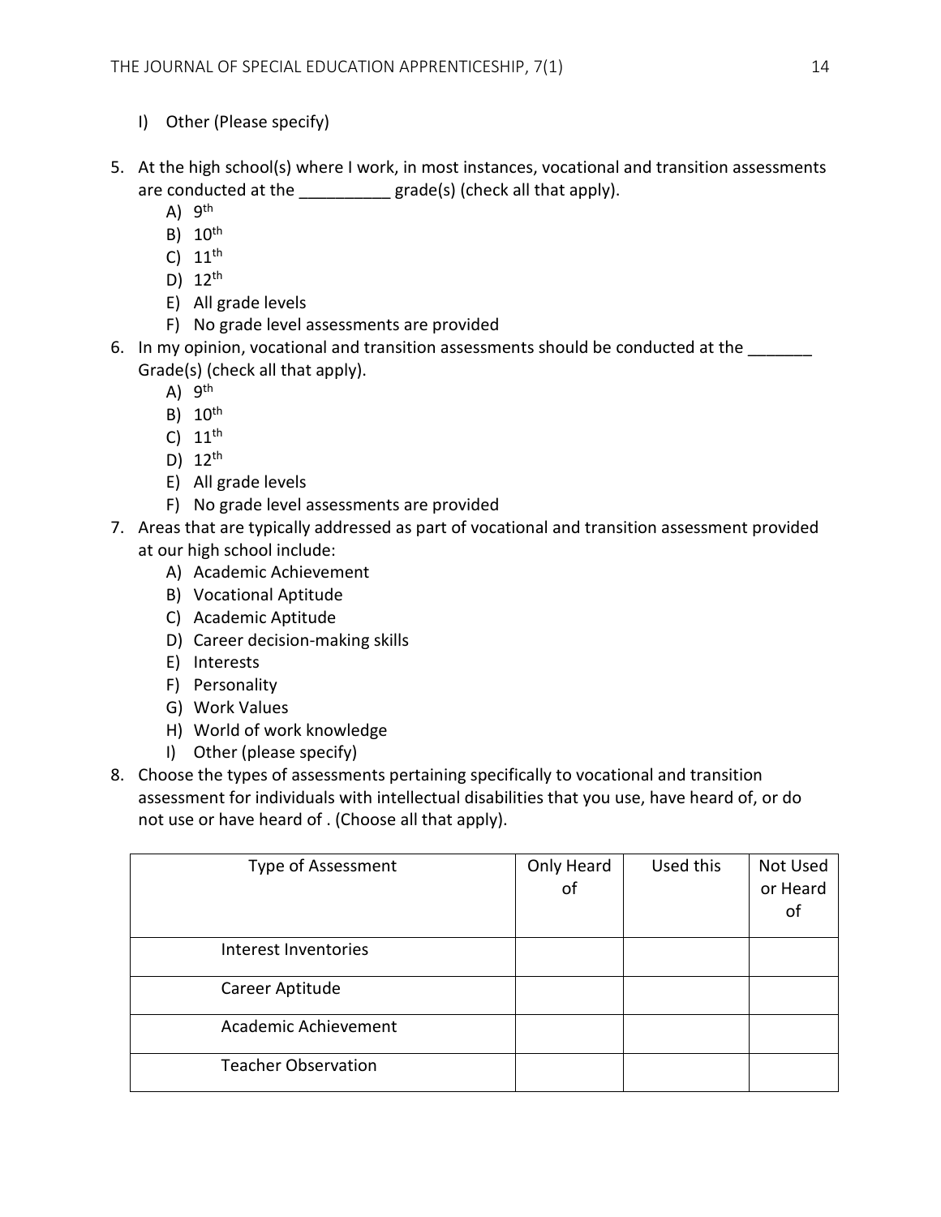I) Other (Please specify)

5. At the high school(s) where I work, in most instances, vocational and transition assessments are conducted at the __________ grade(s) (check all that apply).
   A) 9th
   B) 10th
   C) 11th
   D) 12th
   E) All grade levels
   F) No grade level assessments are provided
6. In my opinion, vocational and transition assessments should be conducted at the _______ Grade(s) (check all that apply).
   A) 9th
   B) 10th
   C) 11th
   D) 12th
   E) All grade levels
   F) No grade level assessments are provided
7. Areas that are typically addressed as part of vocational and transition assessment provided at our high school include:
   A) Academic Achievement
   B) Vocational Aptitude
   C) Academic Aptitude
   D) Career decision-making skills
   E) Interests
   F) Personality
   G) Work Values
   H) World of work knowledge
   I) Other (please specify)
8. Choose the types of assessments pertaining specifically to vocational and transition assessment for individuals with intellectual disabilities that you use, have heard of, or do not use or have heard of . (Choose all that apply).

| Type of Assessment | Only Heard of | Used this | Not Used or Heard of |
| --- | --- | --- | --- |
| Interest Inventories | | | |
| Career Aptitude | | | |
| Academic Achievement | | | |
| Teacher Observation | | | |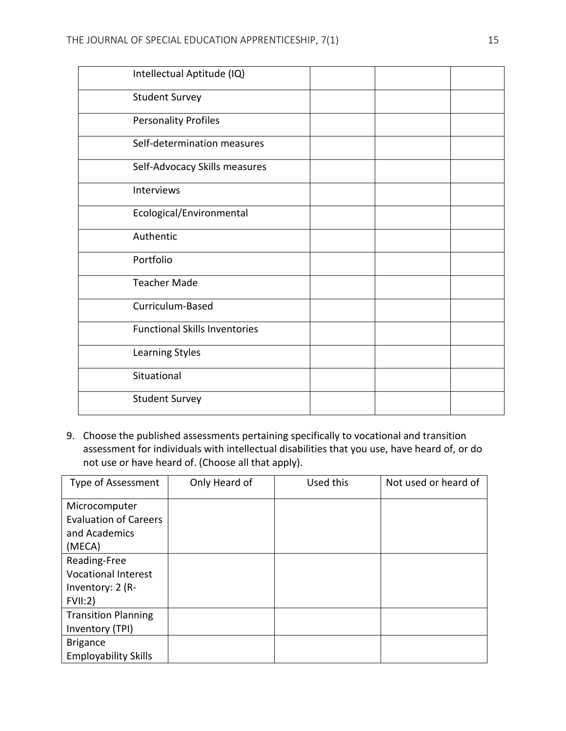| | | | |
|---|---|---|---|
| Intellectual Aptitude (IQ) | | | |
| Student Survey | | | |
| Personality Profiles | | | |
| Self-determination measures | | | |
| Self-Advocacy Skills measures | | | |
| Interviews | | | |
| Ecological/Environmental | | | |
| Authentic | | | |
| Portfolio | | | |
| Teacher Made | | | |
| Curriculum-Based | | | |
| Functional Skills Inventories | | | |
| Learning Styles | | | |
| Situational | | | |
| Student Survey | | | |

9. Choose the published assessments pertaining specifically to vocational and transition assessment for individuals with intellectual disabilities that you use, have heard of, or do not use or have heard of. (Choose all that apply).

| Type of Assessment | Only Heard of | Used this | Not used or heard of |
|---|---|---|---|
| Microcomputer Evaluation of Careers and Academics (MECA) | | | |
| Reading-Free Vocational Interest Inventory: 2 (R-FVII:2) | | | |
| Transition Planning Inventory (TPI) | | | |
| Brigance Employability Skills | | | |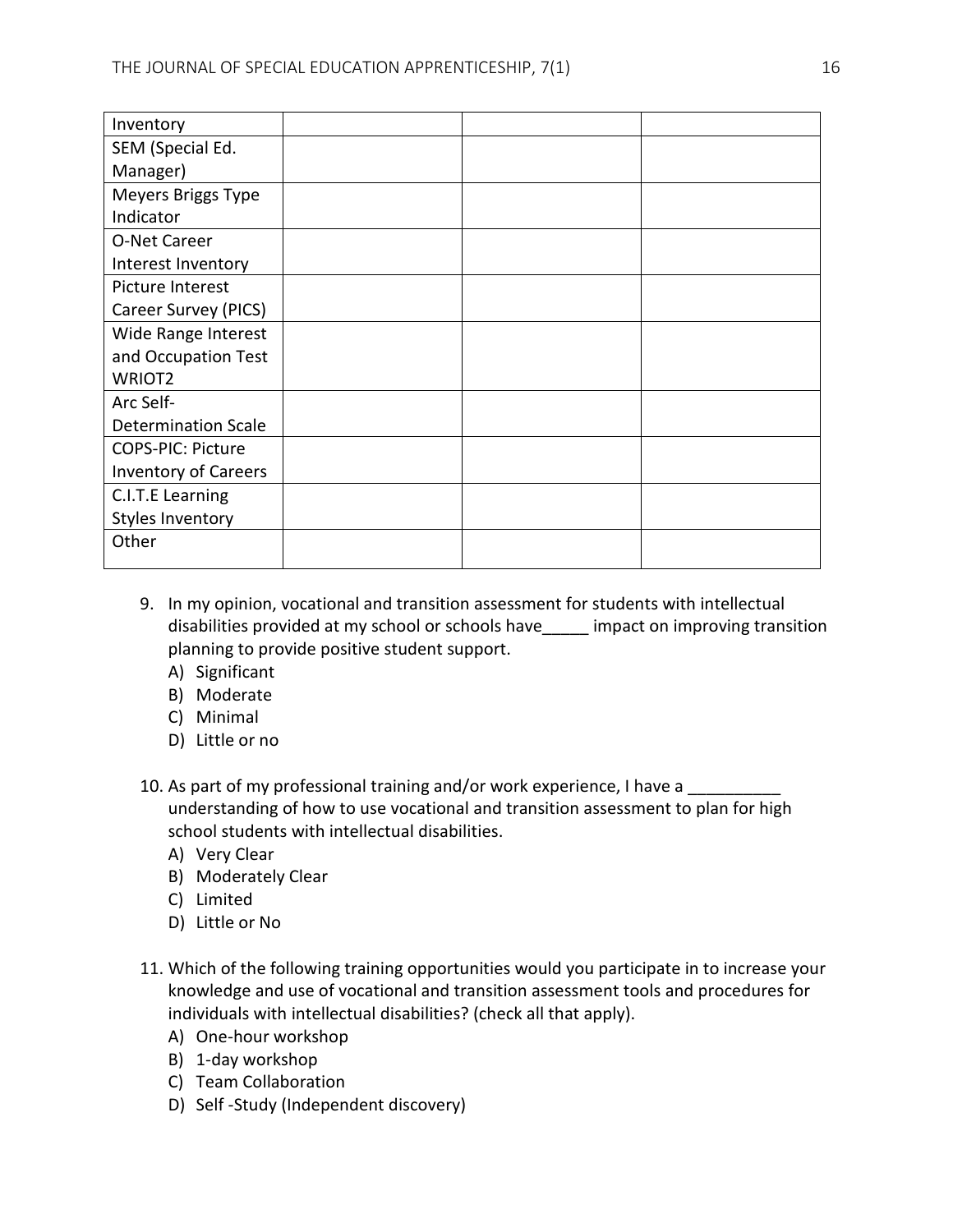| | | | |
|---|---|---|---|
| Inventory | | | |
| SEM (Special Ed. Manager) | | | |
| Meyers Briggs Type Indicator | | | |
| O-Net Career Interest Inventory | | | |
| Picture Interest Career Survey (PICS) | | | |
| Wide Range Interest and Occupation Test WRIOT2 | | | |
| Arc Self-Determination Scale | | | |
| COPS-PIC: Picture Inventory of Careers | | | |
| C.I.T.E Learning Styles Inventory | | | |
| Other | | | |

9. In my opinion, vocational and transition assessment for students with intellectual disabilities provided at my school or schools have_____ impact on improving transition planning to provide positive student support.
   A) Significant
   B) Moderate
   C) Minimal
   D) Little or no

10. As part of my professional training and/or work experience, I have a __________ understanding of how to use vocational and transition assessment to plan for high school students with intellectual disabilities.
    A) Very Clear
    B) Moderately Clear
    C) Limited
    D) Little or No

11. Which of the following training opportunities would you participate in to increase your knowledge and use of vocational and transition assessment tools and procedures for individuals with intellectual disabilities? (check all that apply).
    A) One-hour workshop
    B) 1-day workshop
    C) Team Collaboration
    D) Self -Study (Independent discovery)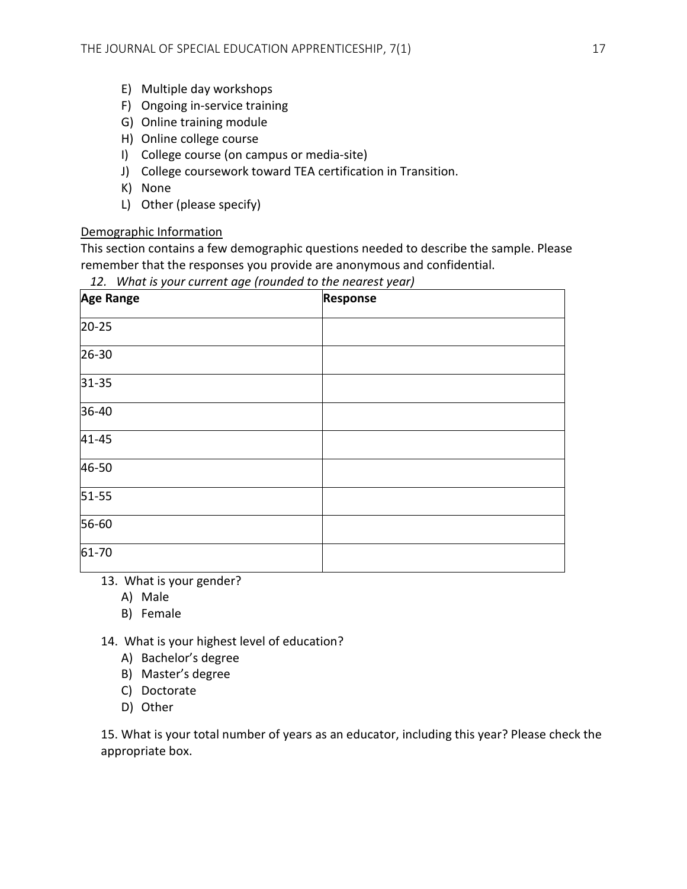E) Multiple day workshops
F) Ongoing in-service training
G) Online training module
H) Online college course
I) College course (on campus or media-site)
J) College coursework toward TEA certification in Transition.
K) None
L) Other (please specify)

Demographic Information

This section contains a few demographic questions needed to describe the sample. Please remember that the responses you provide are anonymous and confidential.

12. *What is your current age (rounded to the nearest year)*

| Age Range | Response |
|---|---|
| 20-25 | |
| 26-30 | |
| 31-35 | |
| 36-40 | |
| 41-45 | |
| 46-50 | |
| 51-55 | |
| 56-60 | |
| 61-70 | |

13. What is your gender?
    A) Male
    B) Female

14. What is your highest level of education?
    A) Bachelor's degree
    B) Master's degree
    C) Doctorate
    D) Other

15. What is your total number of years as an educator, including this year? Please check the appropriate box.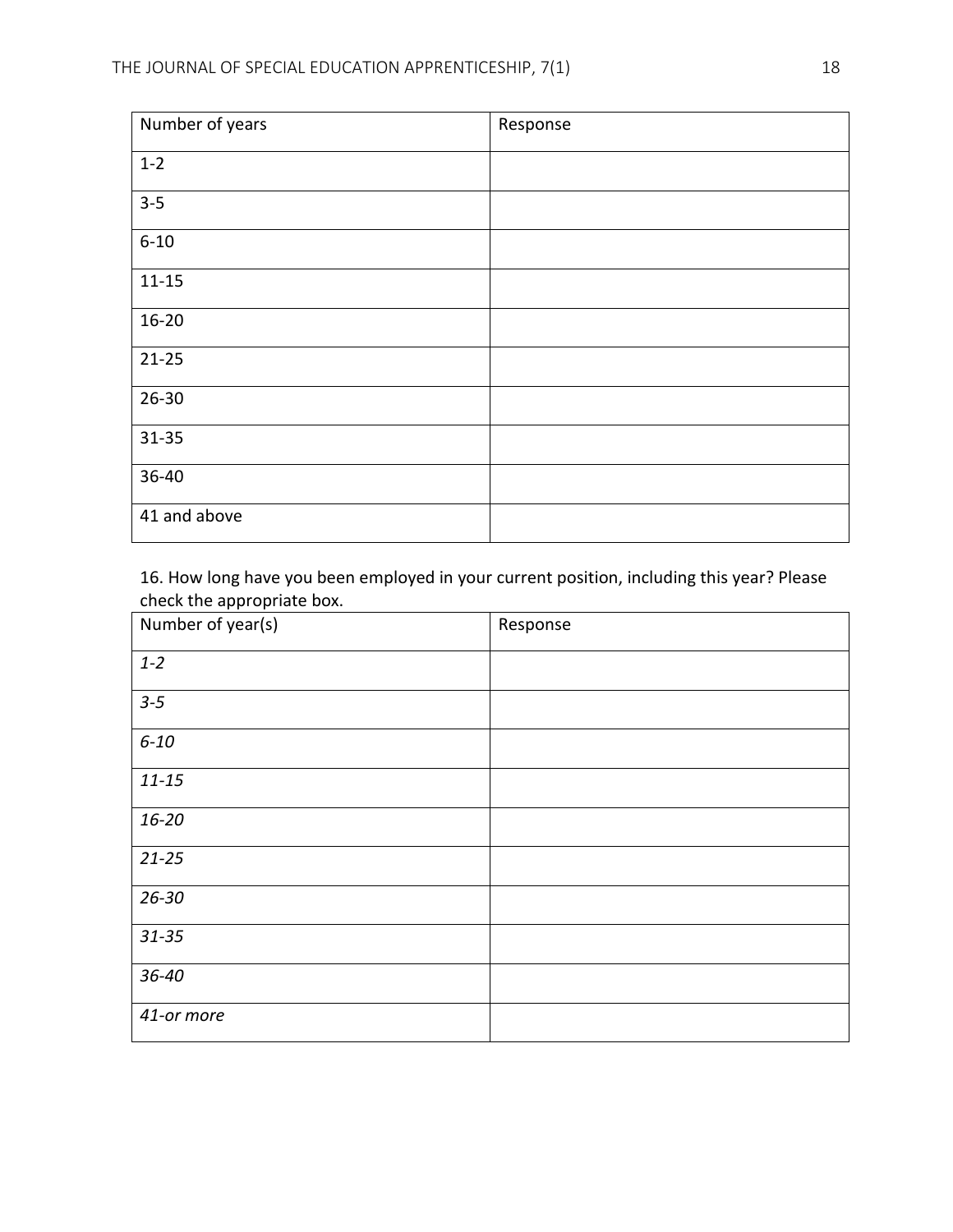| Number of years | Response |
|---|---|
| 1-2 | |
| 3-5 | |
| 6-10 | |
| 11-15 | |
| 16-20 | |
| 21-25 | |
| 26-30 | |
| 31-35 | |
| 36-40 | |
| 41 and above | |

16. How long have you been employed in your current position, including this year? Please check the appropriate box.

| Number of year(s) | Response |
|---|---|
| *1-2* | |
| *3-5* | |
| *6-10* | |
| *11-15* | |
| *16-20* | |
| *21-25* | |
| *26-30* | |
| *31-35* | |
| *36-40* | |
| *41-or more* | |